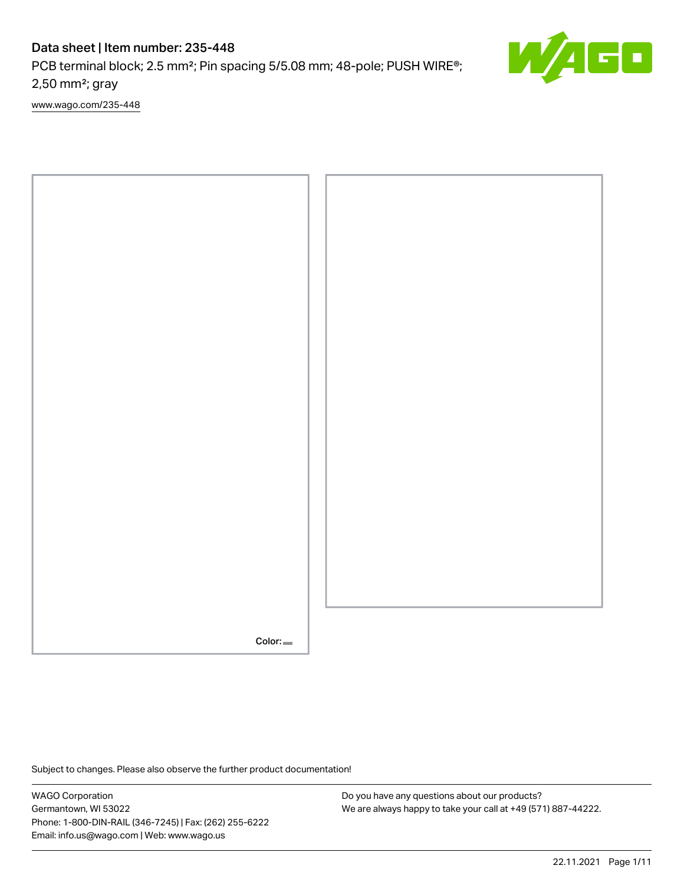# Data sheet | Item number: 235-448

PCB terminal block; 2.5 mm²; Pin spacing 5/5.08 mm; 48-pole; PUSH WIRE®; 2,50 mm²; gray

[www.wago.com/235-448](www.wago.com/235-448)

Color:

Subject to changes. Please also observe the further product documentation!

WAGO Corporation
Germantown, WI 53022
Phone: 1-800-DIN-RAIL (346-7245) | Fax: (262) 255-6222
Email: info.us@wago.com | Web: www.wago.us

Do you have any questions about our products?
We are always happy to take your call at +49 (571) 887-44222.

22.11.2021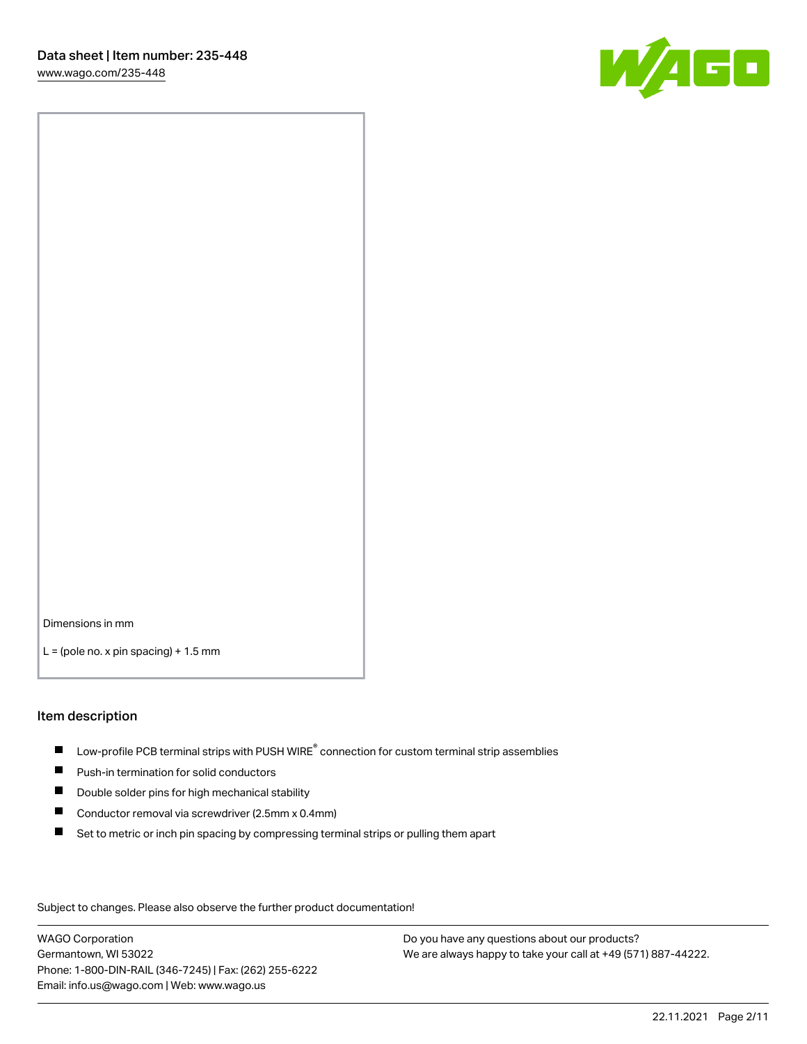Dimensions in mm

L = (pole no. x pin spacing) + 1.5 mm

## Item description

- Low-profile PCB terminal strips with PUSH WIRE® connection for custom terminal strip assemblies
- Push-in termination for solid conductors
- Double solder pins for high mechanical stability
- Conductor removal via screwdriver (2.5mm x 0.4mm)
- Set to metric or inch pin spacing by compressing terminal strips or pulling them apart

Subject to changes. Please also observe the further product documentation!

WAGO Corporation
Germantown, WI 53022
Phone: 1-800-DIN-RAIL (346-7245) | Fax: (262) 255-6222
Email: info.us@wago.com | Web: www.wago.us

Do you have any questions about our products?
We are always happy to take your call at +49 (571) 887-44222.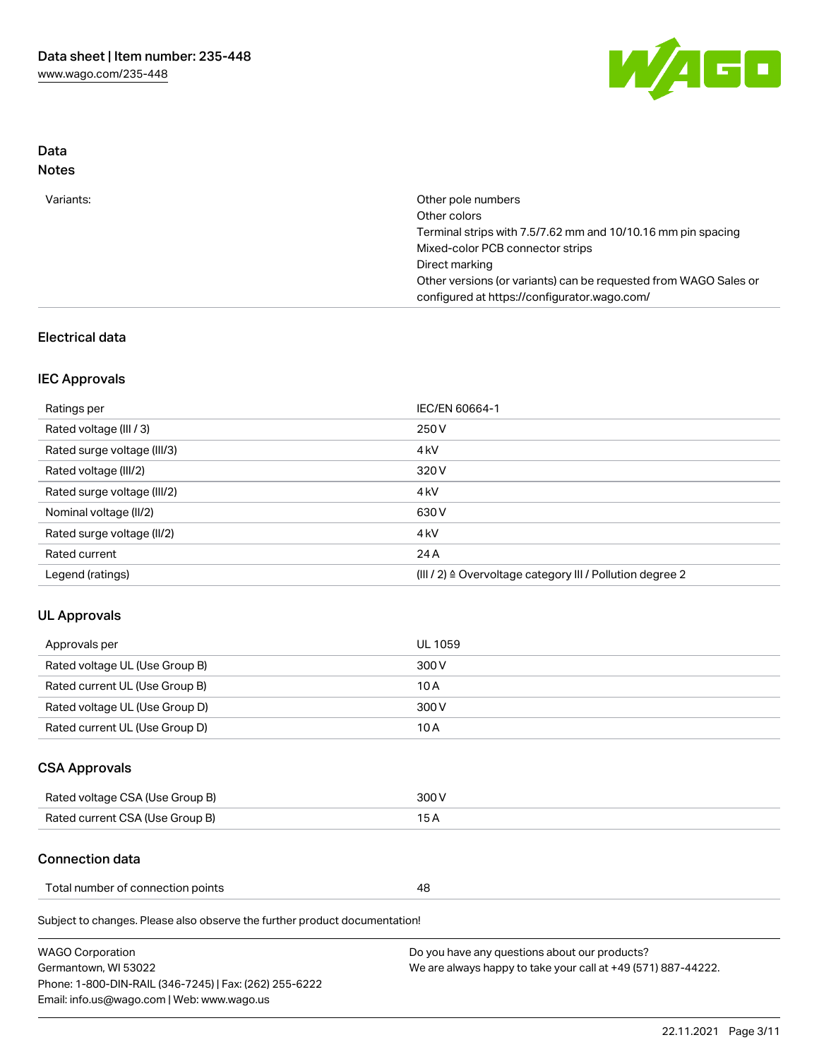## Data

### Notes

| | |
|---|---|
| Variants: | Other pole numbers<br>Other colors<br>Terminal strips with 7.5/7.62 mm and 10/10.16 mm pin spacing<br>Mixed-color PCB connector strips<br>Direct marking<br>Other versions (or variants) can be requested from WAGO Sales or configured at https://configurator.wago.com/ |

## Electrical data

### IEC Approvals

| | |
|---|---|
| Ratings per | IEC/EN 60664-1 |
| Rated voltage (III / 3) | 250 V |
| Rated surge voltage (III/3) | 4 kV |
| Rated voltage (III/2) | 320 V |
| Rated surge voltage (III/2) | 4 kV |
| Nominal voltage (II/2) | 630 V |
| Rated surge voltage (II/2) | 4 kV |
| Rated current | 24 A |
| Legend (ratings) | (III / 2) ≙ Overvoltage category III / Pollution degree 2 |

### UL Approvals

| | |
|---|---|
| Approvals per | UL 1059 |
| Rated voltage UL (Use Group B) | 300 V |
| Rated current UL (Use Group B) | 10 A |
| Rated voltage UL (Use Group D) | 300 V |
| Rated current UL (Use Group D) | 10 A |

### CSA Approvals

| | |
|---|---|
| Rated voltage CSA (Use Group B) | 300 V |
| Rated current CSA (Use Group B) | 15 A |

### Connection data

| | |
|---|---|
| Total number of connection points | 48 |

Subject to changes. Please also observe the further product documentation!

WAGO Corporation
Germantown, WI 53022
Phone: 1-800-DIN-RAIL (346-7245) | Fax: (262) 255-6222
Email: info.us@wago.com | Web: www.wago.us

Do you have any questions about our products?
We are always happy to take your call at +49 (571) 887-44222.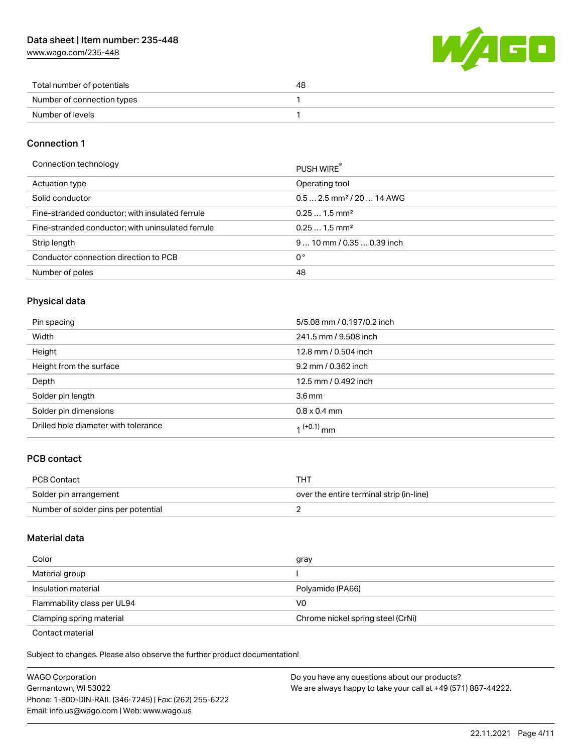| Total number of potentials | 48 |
| --- | --- |
| Number of connection types | 1 |
| Number of levels | 1 |

## Connection 1

| Connection technology | PUSH WIRE® |
| --- | --- |
| Actuation type | Operating tool |
| Solid conductor | 0.5 … 2.5 mm² / 20 … 14 AWG |
| Fine-stranded conductor; with insulated ferrule | 0.25 … 1.5 mm² |
| Fine-stranded conductor; with uninsulated ferrule | 0.25 … 1.5 mm² |
| Strip length | 9 … 10 mm / 0.35 … 0.39 inch |
| Conductor connection direction to PCB | 0 ° |
| Number of poles | 48 |

## Physical data

| Pin spacing | 5/5.08 mm / 0.197/0.2 inch |
| --- | --- |
| Width | 241.5 mm / 9.508 inch |
| Height | 12.8 mm / 0.504 inch |
| Height from the surface | 9.2 mm / 0.362 inch |
| Depth | 12.5 mm / 0.492 inch |
| Solder pin length | 3.6 mm |
| Solder pin dimensions | 0.8 x 0.4 mm |
| Drilled hole diameter with tolerance | $1^{(+0.1)}$ mm |

## PCB contact

| PCB Contact | THT |
| --- | --- |
| Solder pin arrangement | over the entire terminal strip (in-line) |
| Number of solder pins per potential | 2 |

## Material data

| Color | gray |
| --- | --- |
| Material group | I |
| Insulation material | Polyamide (PA66) |
| Flammability class per UL94 | V0 |
| Clamping spring material | Chrome nickel spring steel (CrNi) |
| Contact material | |

Subject to changes. Please also observe the further product documentation!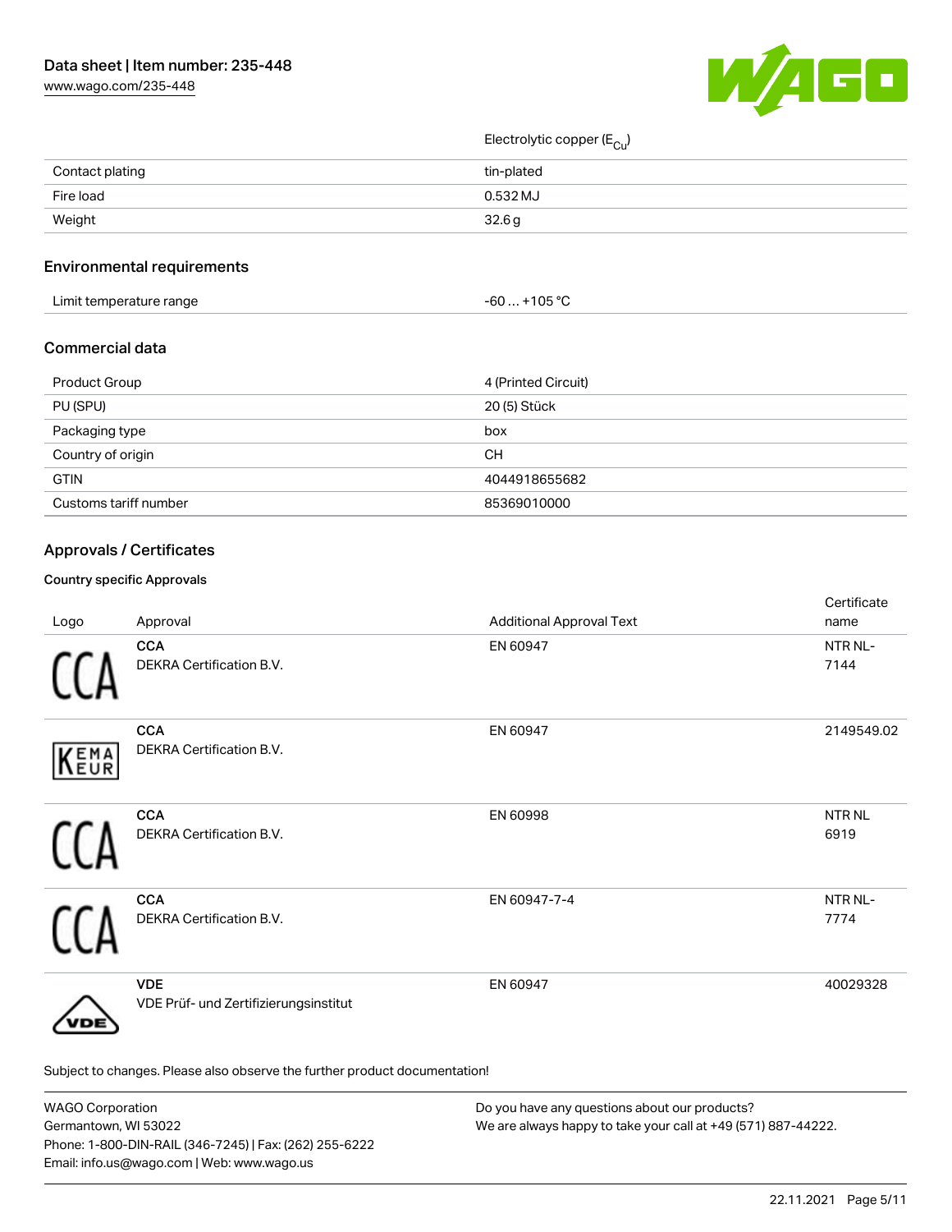| | |
|---|---|
| | Electrolytic copper ($E_{Cu}$) |
| Contact plating | tin-plated |
| Fire load | 0.532 MJ |
| Weight | 32.6 g |

## Environmental requirements

| | |
|---|---|
| Limit temperature range | -60 … +105 °C |

## Commercial data

| | |
|---|---|
| Product Group | 4 (Printed Circuit) |
| PU (SPU) | 20 (5) Stück |
| Packaging type | box |
| Country of origin | CH |
| GTIN | 4044918655682 |
| Customs tariff number | 85369010000 |

## Approvals / Certificates

### Country specific Approvals

| Logo | Approval | Additional Approval Text | Certificate name |
|---|---|---|---|
| | **CCA** DEKRA Certification B.V. | EN 60947 | NTR NL-7144 |
| | **CCA** DEKRA Certification B.V. | EN 60947 | 2149549.02 |
| | **CCA** DEKRA Certification B.V. | EN 60998 | NTR NL 6919 |
| | **CCA** DEKRA Certification B.V. | EN 60947-7-4 | NTR NL-7774 |
| | **VDE** VDE Prüf- und Zertifizierungsinstitut | EN 60947 | 40029328 |

Subject to changes. Please also observe the further product documentation!

WAGO Corporation
Germantown, WI 53022
Phone: 1-800-DIN-RAIL (346-7245) | Fax: (262) 255-6222
Email: info.us@wago.com | Web: www.wago.us

Do you have any questions about our products?
We are always happy to take your call at +49 (571) 887-44222.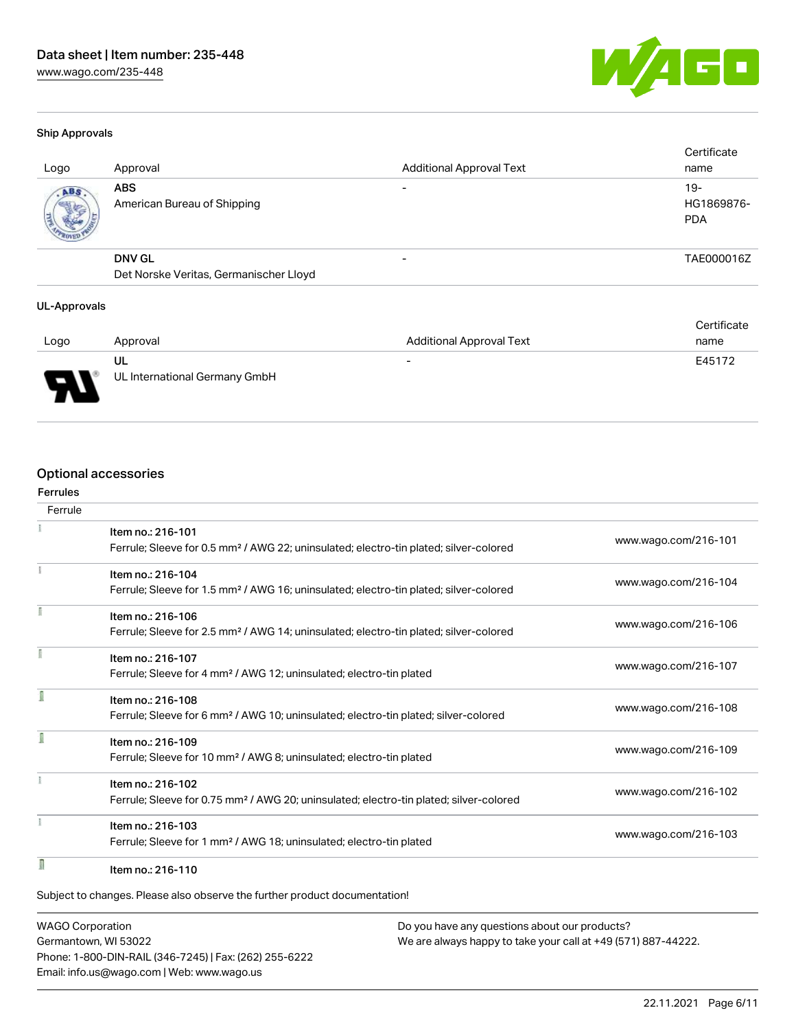### Ship Approvals

| Logo | Approval | Additional Approval Text | Certificate name |
| --- | --- | --- | --- |
| | **ABS**<br>American Bureau of Shipping | - | 19-HG1869876-PDA |
| | **DNV GL**<br>Det Norske Veritas, Germanischer Lloyd | - | TAE000016Z |

### UL-Approvals

| Logo | Approval | Additional Approval Text | Certificate name |
| --- | --- | --- | --- |
| | **UL**<br>UL International Germany GmbH | - | E45172 |

## Optional accessories

### Ferrules

| Ferrule | | |
| --- | --- | --- |
| | Item no.: 216-101<br>Ferrule; Sleeve for 0.5 mm² / AWG 22; uninsulated; electro-tin plated; silver-colored | www.wago.com/216-101 |
| | Item no.: 216-104<br>Ferrule; Sleeve for 1.5 mm² / AWG 16; uninsulated; electro-tin plated; silver-colored | www.wago.com/216-104 |
| | Item no.: 216-106<br>Ferrule; Sleeve for 2.5 mm² / AWG 14; uninsulated; electro-tin plated; silver-colored | www.wago.com/216-106 |
| | Item no.: 216-107<br>Ferrule; Sleeve for 4 mm² / AWG 12; uninsulated; electro-tin plated | www.wago.com/216-107 |
| | Item no.: 216-108<br>Ferrule; Sleeve for 6 mm² / AWG 10; uninsulated; electro-tin plated; silver-colored | www.wago.com/216-108 |
| | Item no.: 216-109<br>Ferrule; Sleeve for 10 mm² / AWG 8; uninsulated; electro-tin plated | www.wago.com/216-109 |
| | Item no.: 216-102<br>Ferrule; Sleeve for 0.75 mm² / AWG 20; uninsulated; electro-tin plated; silver-colored | www.wago.com/216-102 |
| | Item no.: 216-103<br>Ferrule; Sleeve for 1 mm² / AWG 18; uninsulated; electro-tin plated | www.wago.com/216-103 |
| | Item no.: 216-110 | |

Subject to changes. Please also observe the further product documentation!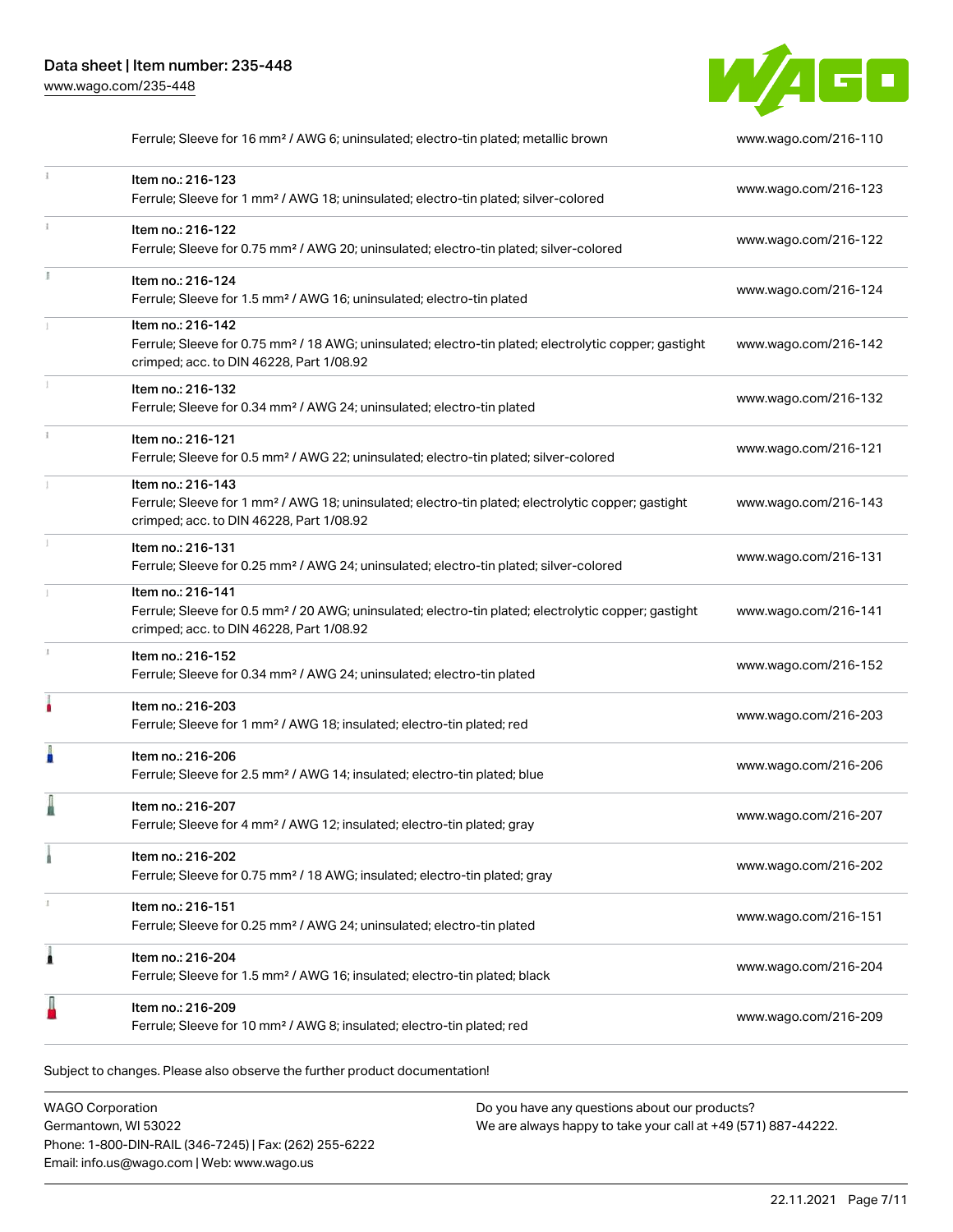| Description | Link |
| --- | --- |
| Ferrule; Sleeve for 16 mm² / AWG 6; uninsulated; electro-tin plated; metallic brown | www.wago.com/216-110 |
| Item no.: 216-123<br>Ferrule; Sleeve for 1 mm² / AWG 18; uninsulated; electro-tin plated; silver-colored | www.wago.com/216-123 |
| Item no.: 216-122<br>Ferrule; Sleeve for 0.75 mm² / AWG 20; uninsulated; electro-tin plated; silver-colored | www.wago.com/216-122 |
| Item no.: 216-124<br>Ferrule; Sleeve for 1.5 mm² / AWG 16; uninsulated; electro-tin plated | www.wago.com/216-124 |
| Item no.: 216-142<br>Ferrule; Sleeve for 0.75 mm² / 18 AWG; uninsulated; electro-tin plated; electrolytic copper; gastight crimped; acc. to DIN 46228, Part 1/08.92 | www.wago.com/216-142 |
| Item no.: 216-132<br>Ferrule; Sleeve for 0.34 mm² / AWG 24; uninsulated; electro-tin plated | www.wago.com/216-132 |
| Item no.: 216-121<br>Ferrule; Sleeve for 0.5 mm² / AWG 22; uninsulated; electro-tin plated; silver-colored | www.wago.com/216-121 |
| Item no.: 216-143<br>Ferrule; Sleeve for 1 mm² / AWG 18; uninsulated; electro-tin plated; electrolytic copper; gastight crimped; acc. to DIN 46228, Part 1/08.92 | www.wago.com/216-143 |
| Item no.: 216-131<br>Ferrule; Sleeve for 0.25 mm² / AWG 24; uninsulated; electro-tin plated; silver-colored | www.wago.com/216-131 |
| Item no.: 216-141<br>Ferrule; Sleeve for 0.5 mm² / 20 AWG; uninsulated; electro-tin plated; electrolytic copper; gastight crimped; acc. to DIN 46228, Part 1/08.92 | www.wago.com/216-141 |
| Item no.: 216-152<br>Ferrule; Sleeve for 0.34 mm² / AWG 24; uninsulated; electro-tin plated | www.wago.com/216-152 |
| Item no.: 216-203<br>Ferrule; Sleeve for 1 mm² / AWG 18; insulated; electro-tin plated; red | www.wago.com/216-203 |
| Item no.: 216-206<br>Ferrule; Sleeve for 2.5 mm² / AWG 14; insulated; electro-tin plated; blue | www.wago.com/216-206 |
| Item no.: 216-207<br>Ferrule; Sleeve for 4 mm² / AWG 12; insulated; electro-tin plated; gray | www.wago.com/216-207 |
| Item no.: 216-202<br>Ferrule; Sleeve for 0.75 mm² / 18 AWG; insulated; electro-tin plated; gray | www.wago.com/216-202 |
| Item no.: 216-151<br>Ferrule; Sleeve for 0.25 mm² / AWG 24; uninsulated; electro-tin plated | www.wago.com/216-151 |
| Item no.: 216-204<br>Ferrule; Sleeve for 1.5 mm² / AWG 16; insulated; electro-tin plated; black | www.wago.com/216-204 |
| Item no.: 216-209<br>Ferrule; Sleeve for 10 mm² / AWG 8; insulated; electro-tin plated; red | www.wago.com/216-209 |

Subject to changes. Please also observe the further product documentation!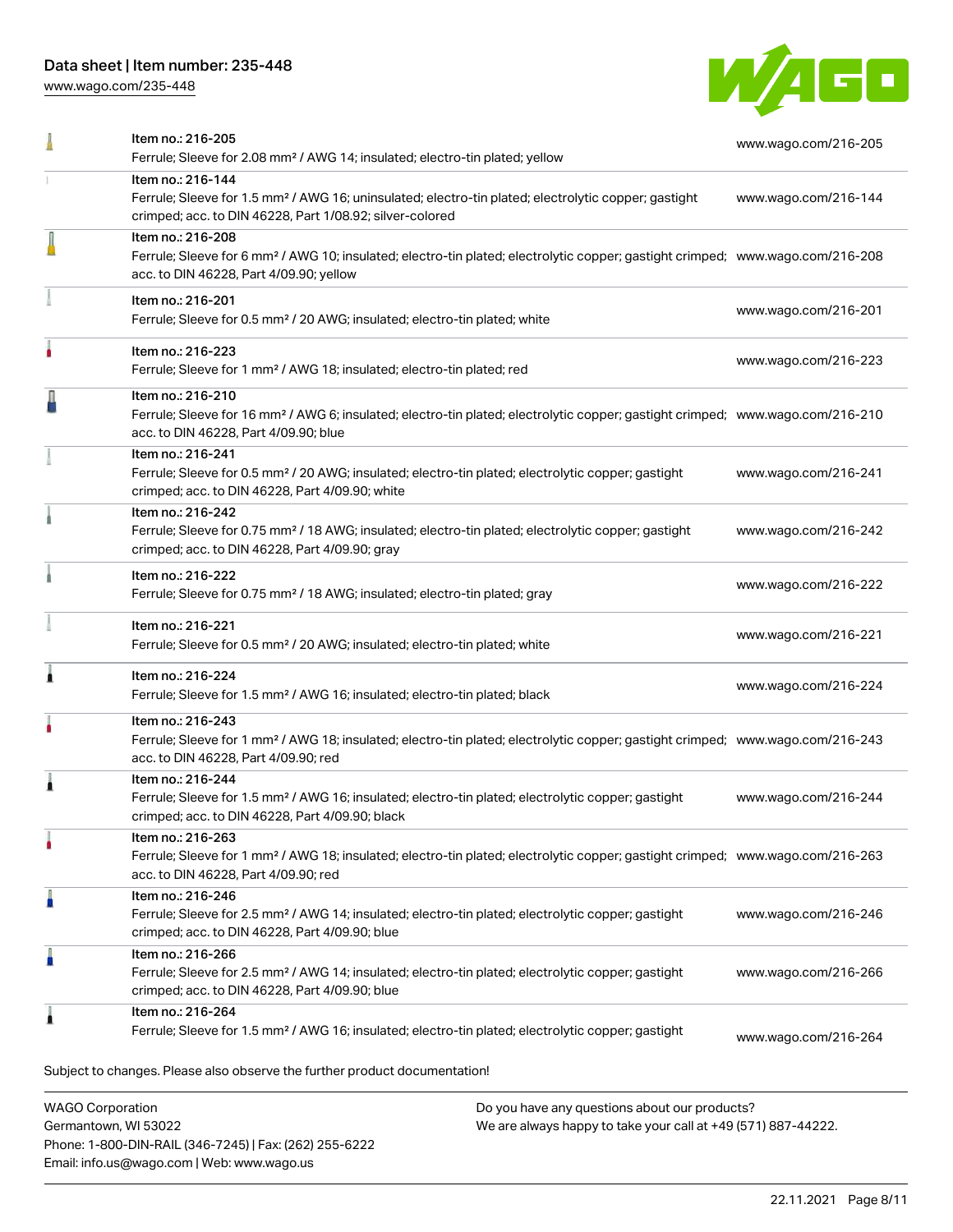| | | |
|---|---|---|
| | Item no.: 216-205<br>Ferrule; Sleeve for 2.08 mm² / AWG 14; insulated; electro-tin plated; yellow | www.wago.com/216-205 |
| | Item no.: 216-144<br>Ferrule; Sleeve for 1.5 mm² / AWG 16; uninsulated; electro-tin plated; electrolytic copper; gastight crimped; acc. to DIN 46228, Part 1/08.92; silver-colored | www.wago.com/216-144 |
| | Item no.: 216-208<br>Ferrule; Sleeve for 6 mm² / AWG 10; insulated; electro-tin plated; electrolytic copper; gastight crimped; acc. to DIN 46228, Part 4/09.90; yellow | www.wago.com/216-208 |
| | Item no.: 216-201<br>Ferrule; Sleeve for 0.5 mm² / 20 AWG; insulated; electro-tin plated; white | www.wago.com/216-201 |
| | Item no.: 216-223<br>Ferrule; Sleeve for 1 mm² / AWG 18; insulated; electro-tin plated; red | www.wago.com/216-223 |
| | Item no.: 216-210<br>Ferrule; Sleeve for 16 mm² / AWG 6; insulated; electro-tin plated; electrolytic copper; gastight crimped; acc. to DIN 46228, Part 4/09.90; blue | www.wago.com/216-210 |
| | Item no.: 216-241<br>Ferrule; Sleeve for 0.5 mm² / 20 AWG; insulated; electro-tin plated; electrolytic copper; gastight crimped; acc. to DIN 46228, Part 4/09.90; white | www.wago.com/216-241 |
| | Item no.: 216-242<br>Ferrule; Sleeve for 0.75 mm² / 18 AWG; insulated; electro-tin plated; electrolytic copper; gastight crimped; acc. to DIN 46228, Part 4/09.90; gray | www.wago.com/216-242 |
| | Item no.: 216-222<br>Ferrule; Sleeve for 0.75 mm² / 18 AWG; insulated; electro-tin plated; gray | www.wago.com/216-222 |
| | Item no.: 216-221<br>Ferrule; Sleeve for 0.5 mm² / 20 AWG; insulated; electro-tin plated; white | www.wago.com/216-221 |
| | Item no.: 216-224<br>Ferrule; Sleeve for 1.5 mm² / AWG 16; insulated; electro-tin plated; black | www.wago.com/216-224 |
| | Item no.: 216-243<br>Ferrule; Sleeve for 1 mm² / AWG 18; insulated; electro-tin plated; electrolytic copper; gastight crimped; acc. to DIN 46228, Part 4/09.90; red | www.wago.com/216-243 |
| | Item no.: 216-244<br>Ferrule; Sleeve for 1.5 mm² / AWG 16; insulated; electro-tin plated; electrolytic copper; gastight crimped; acc. to DIN 46228, Part 4/09.90; black | www.wago.com/216-244 |
| | Item no.: 216-263<br>Ferrule; Sleeve for 1 mm² / AWG 18; insulated; electro-tin plated; electrolytic copper; gastight crimped; acc. to DIN 46228, Part 4/09.90; red | www.wago.com/216-263 |
| | Item no.: 216-246<br>Ferrule; Sleeve for 2.5 mm² / AWG 14; insulated; electro-tin plated; electrolytic copper; gastight crimped; acc. to DIN 46228, Part 4/09.90; blue | www.wago.com/216-246 |
| | Item no.: 216-266<br>Ferrule; Sleeve for 2.5 mm² / AWG 14; insulated; electro-tin plated; electrolytic copper; gastight crimped; acc. to DIN 46228, Part 4/09.90; blue | www.wago.com/216-266 |
| | Item no.: 216-264<br>Ferrule; Sleeve for 1.5 mm² / AWG 16; insulated; electro-tin plated; electrolytic copper; gastight | www.wago.com/216-264 |

Subject to changes. Please also observe the further product documentation!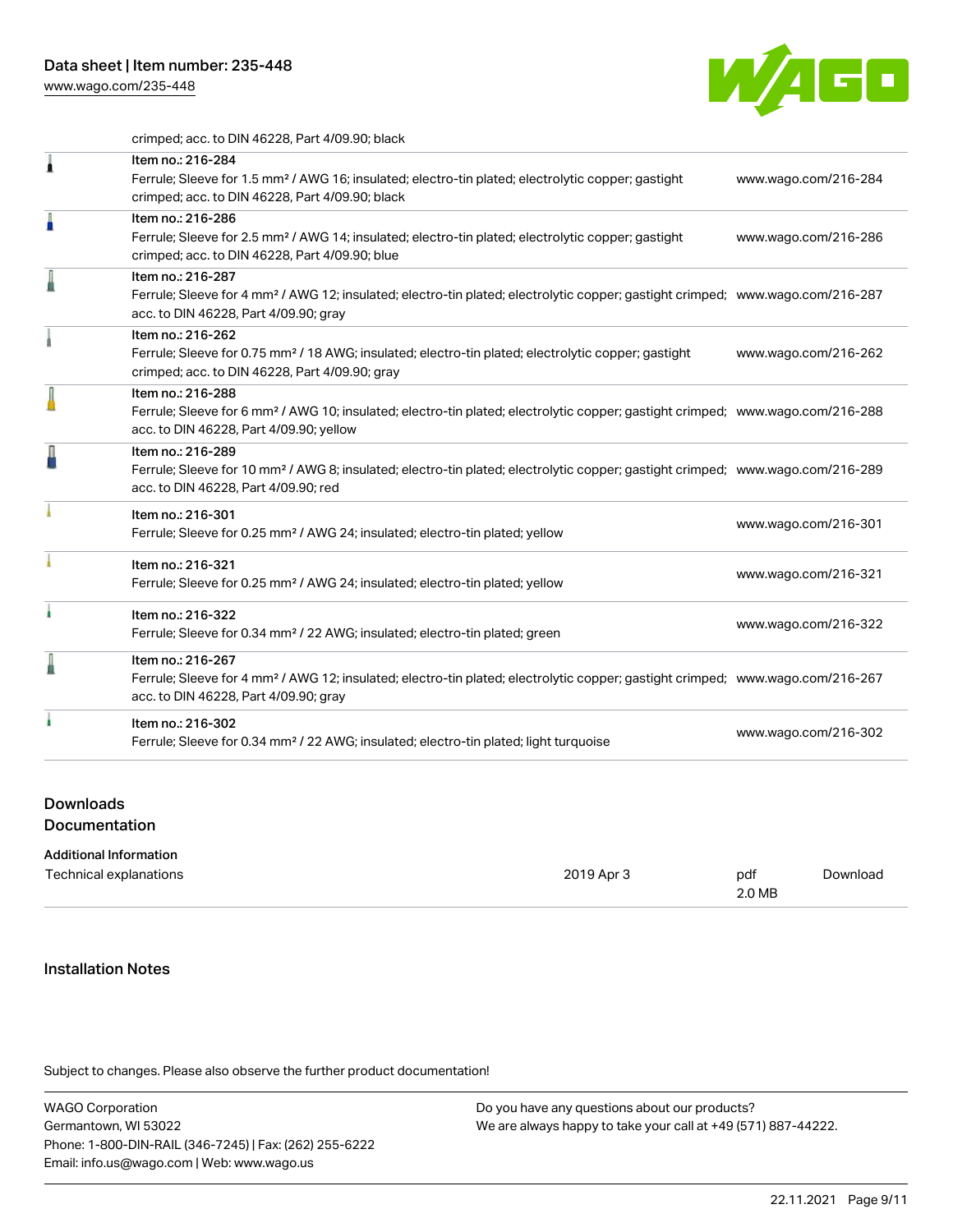crimped; acc. to DIN 46228, Part 4/09.90; black

| | | |
|---|---|---|
| | Item no.: 216-284<br>Ferrule; Sleeve for 1.5 mm² / AWG 16; insulated; electro-tin plated; electrolytic copper; gastight crimped; acc. to DIN 46228, Part 4/09.90; black | www.wago.com/216-284 |
| | Item no.: 216-286<br>Ferrule; Sleeve for 2.5 mm² / AWG 14; insulated; electro-tin plated; electrolytic copper; gastight crimped; acc. to DIN 46228, Part 4/09.90; blue | www.wago.com/216-286 |
| | Item no.: 216-287<br>Ferrule; Sleeve for 4 mm² / AWG 12; insulated; electro-tin plated; electrolytic copper; gastight crimped; acc. to DIN 46228, Part 4/09.90; gray | www.wago.com/216-287 |
| | Item no.: 216-262<br>Ferrule; Sleeve for 0.75 mm² / 18 AWG; insulated; electro-tin plated; electrolytic copper; gastight crimped; acc. to DIN 46228, Part 4/09.90; gray | www.wago.com/216-262 |
| | Item no.: 216-288<br>Ferrule; Sleeve for 6 mm² / AWG 10; insulated; electro-tin plated; electrolytic copper; gastight crimped; acc. to DIN 46228, Part 4/09.90; yellow | www.wago.com/216-288 |
| | Item no.: 216-289<br>Ferrule; Sleeve for 10 mm² / AWG 8; insulated; electro-tin plated; electrolytic copper; gastight crimped; acc. to DIN 46228, Part 4/09.90; red | www.wago.com/216-289 |
| | Item no.: 216-301<br>Ferrule; Sleeve for 0.25 mm² / AWG 24; insulated; electro-tin plated; yellow | www.wago.com/216-301 |
| | Item no.: 216-321<br>Ferrule; Sleeve for 0.25 mm² / AWG 24; insulated; electro-tin plated; yellow | www.wago.com/216-321 |
| | Item no.: 216-322<br>Ferrule; Sleeve for 0.34 mm² / 22 AWG; insulated; electro-tin plated; green | www.wago.com/216-322 |
| | Item no.: 216-267<br>Ferrule; Sleeve for 4 mm² / AWG 12; insulated; electro-tin plated; electrolytic copper; gastight crimped; acc. to DIN 46228, Part 4/09.90; gray | www.wago.com/216-267 |
| | Item no.: 216-302<br>Ferrule; Sleeve for 0.34 mm² / 22 AWG; insulated; electro-tin plated; light turquoise | www.wago.com/216-302 |

## Downloads
## Documentation

### Additional Information

| | | | |
|---|---|---|---|
| Technical explanations | 2019 Apr 3 | pdf<br>2.0 MB | Download |

## Installation Notes

Subject to changes. Please also observe the further product documentation!

WAGO Corporation
Germantown, WI 53022
Phone: 1-800-DIN-RAIL (346-7245) | Fax: (262) 255-6222
Email: info.us@wago.com | Web: www.wago.us

Do you have any questions about our products?
We are always happy to take your call at +49 (571) 887-44222.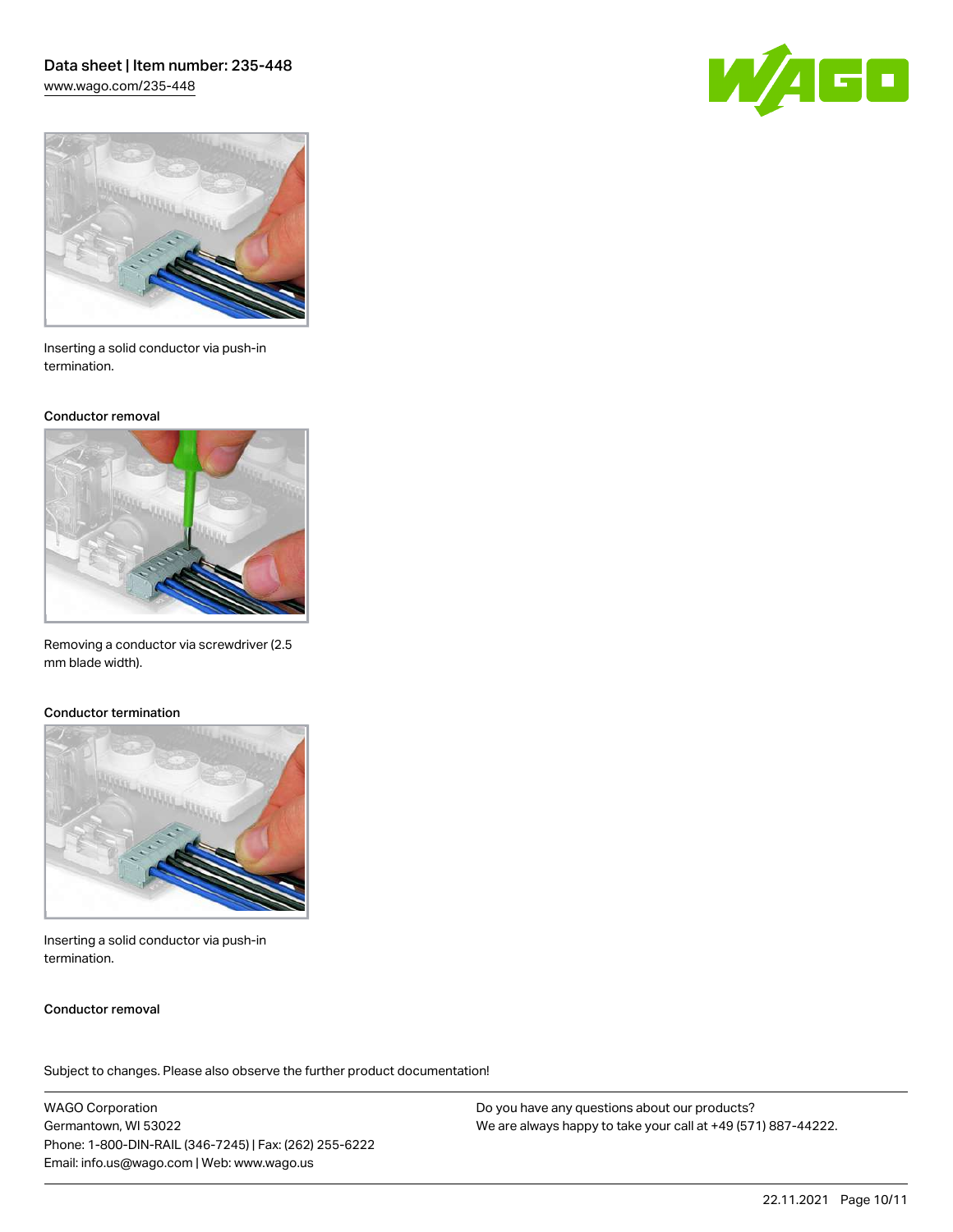Inserting a solid conductor via push-in termination.

### Conductor removal

Removing a conductor via screwdriver (2.5 mm blade width).

### Conductor termination

Inserting a solid conductor via push-in termination.

### Conductor removal

Subject to changes. Please also observe the further product documentation!

WAGO Corporation
Germantown, WI 53022
Phone: 1-800-DIN-RAIL (346-7245) | Fax: (262) 255-6222
Email: info.us@wago.com | Web: www.wago.us

Do you have any questions about our products?
We are always happy to take your call at +49 (571) 887-44222.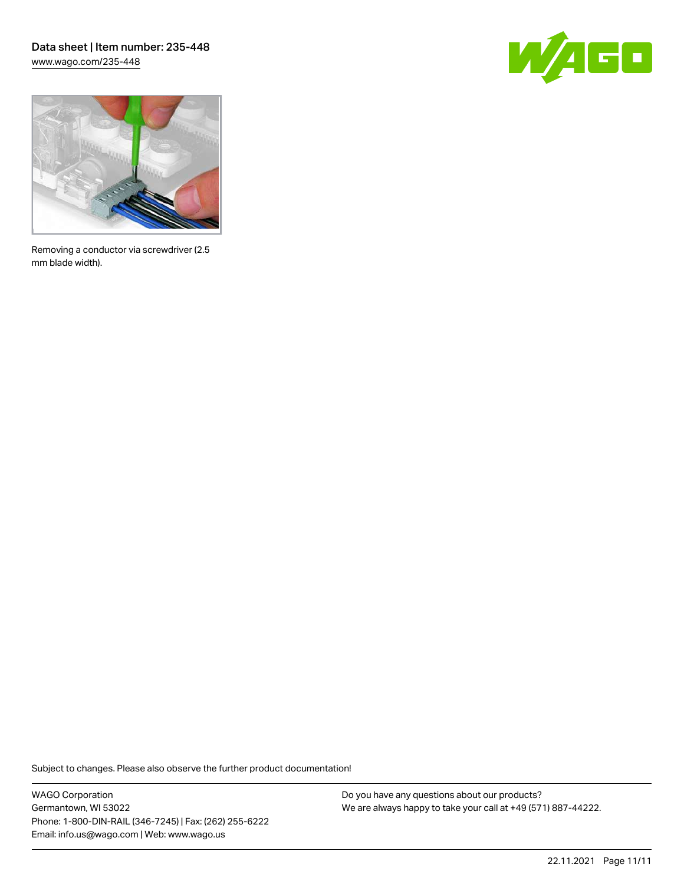Removing a conductor via screwdriver (2.5 mm blade width).

Subject to changes. Please also observe the further product documentation!

WAGO Corporation
Germantown, WI 53022
Phone: 1-800-DIN-RAIL (346-7245) | Fax: (262) 255-6222
Email: info.us@wago.com | Web: www.wago.us

Do you have any questions about our products?
We are always happy to take your call at +49 (571) 887-44222.